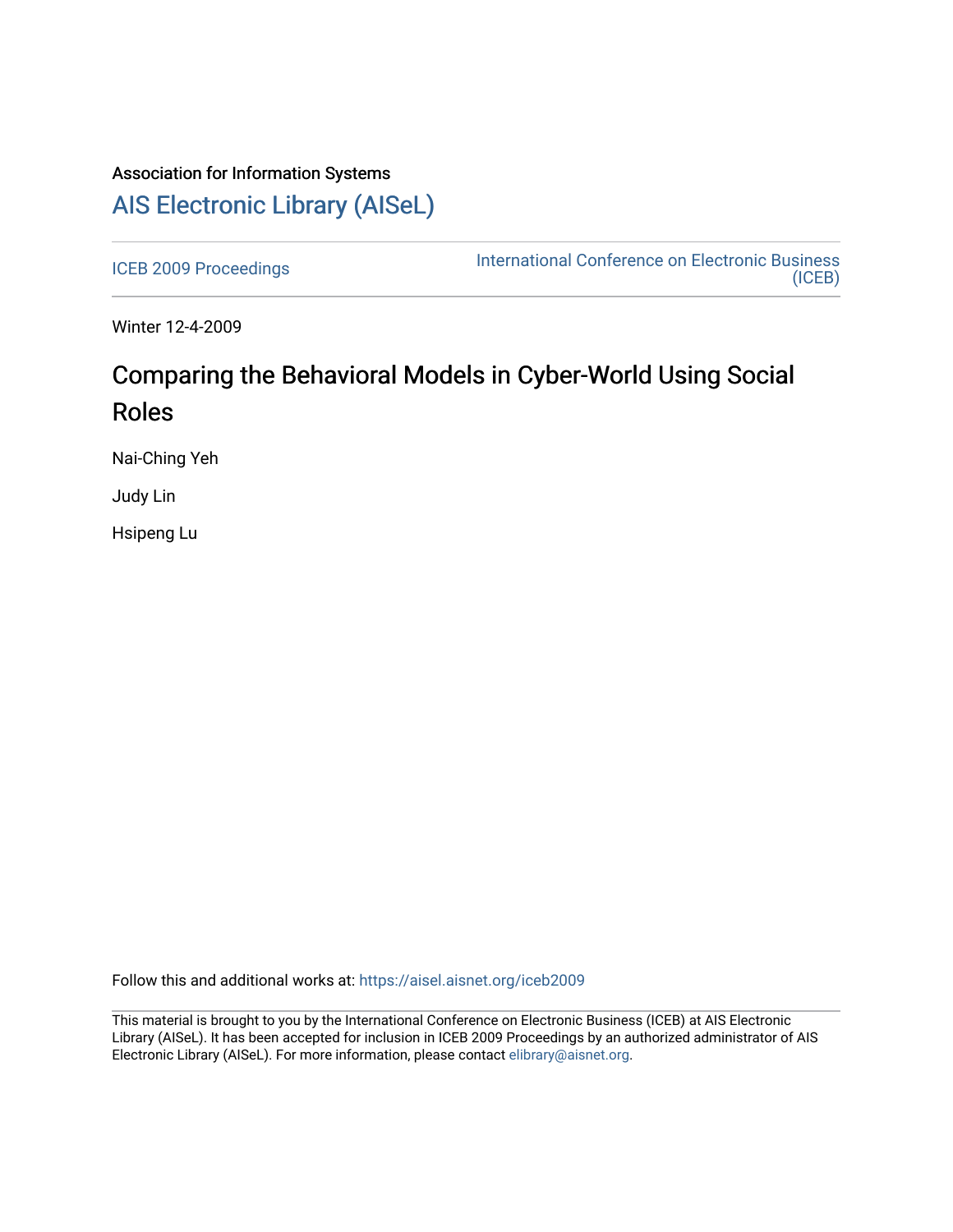Association for Information Systems

# AIS Electronic Library (AISeL)

ICEB 2009 Proceedings

International Conference on Electronic Business (ICEB)

Winter 12-4-2009

## Comparing the Behavioral Models in Cyber-World Using Social Roles

Nai-Ching Yeh

Judy Lin

Hsipeng Lu

Follow this and additional works at: https://aisel.aisnet.org/iceb2009

This material is brought to you by the International Conference on Electronic Business (ICEB) at AIS Electronic Library (AISeL). It has been accepted for inclusion in ICEB 2009 Proceedings by an authorized administrator of AIS Electronic Library (AISeL). For more information, please contact elibrary@aisnet.org.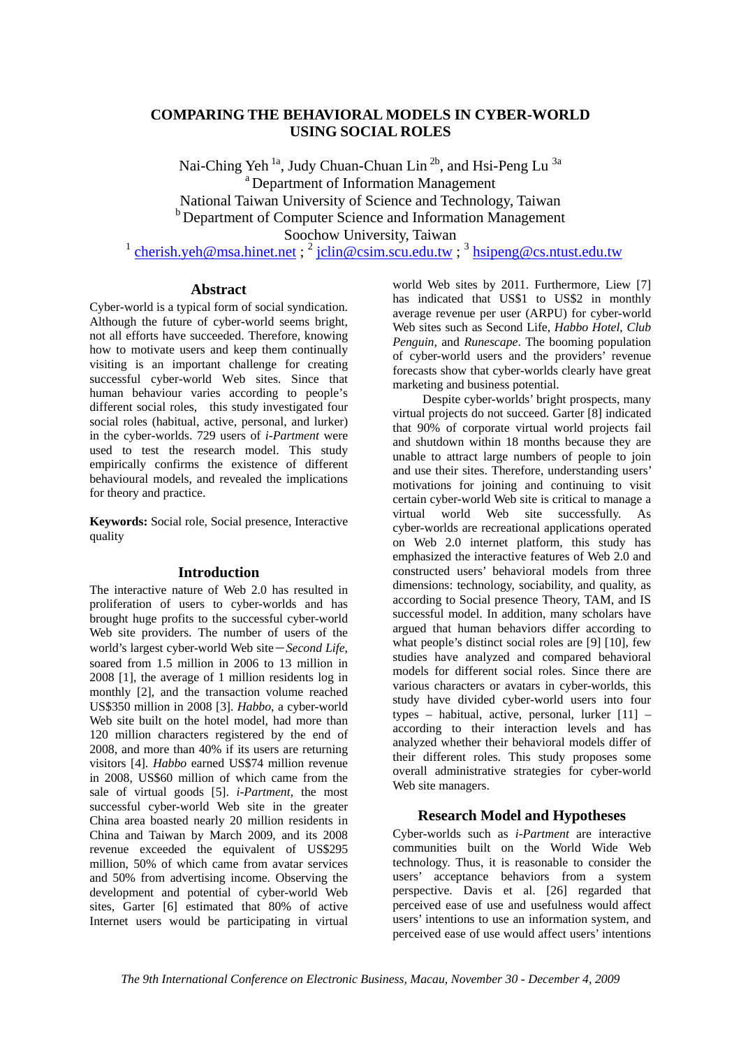# COMPARING THE BEHAVIORAL MODELS IN CYBER-WORLD USING SOCIAL ROLES

Nai-Ching Yeh [1a], Judy Chuan-Chuan Lin [2b], and Hsi-Peng Lu [3a]

[a] Department of Information Management
National Taiwan University of Science and Technology, Taiwan
[b] Department of Computer Science and Information Management
Soochow University, Taiwan
[1] cherish.yeh@msa.hinet.net ; [2] jclin@csim.scu.edu.tw ; [3] hsipeng@cs.ntust.edu.tw

## Abstract

Cyber-world is a typical form of social syndication. Although the future of cyber-world seems bright, not all efforts have succeeded. Therefore, knowing how to motivate users and keep them continually visiting is an important challenge for creating successful cyber-world Web sites. Since that human behaviour varies according to people's different social roles, this study investigated four social roles (habitual, active, personal, and lurker) in the cyber-worlds. 729 users of *i-Partment* were used to test the research model. This study empirically confirms the existence of different behavioural models, and revealed the implications for theory and practice.

**Keywords:** Social role, Social presence, Interactive quality

## Introduction

The interactive nature of Web 2.0 has resulted in proliferation of users to cyber-worlds and has brought huge profits to the successful cyber-world Web site providers. The number of users of the world's largest cyber-world Web site—*Second Life*, soared from 1.5 million in 2006 to 13 million in 2008 [1], the average of 1 million residents log in monthly [2], and the transaction volume reached US$350 million in 2008 [3]. *Habbo*, a cyber-world Web site built on the hotel model, had more than 120 million characters registered by the end of 2008, and more than 40% if its users are returning visitors [4]. *Habbo* earned US$74 million revenue in 2008, US$60 million of which came from the sale of virtual goods [5]. *i-Partment*, the most successful cyber-world Web site in the greater China area boasted nearly 20 million residents in China and Taiwan by March 2009, and its 2008 revenue exceeded the equivalent of US$295 million, 50% of which came from avatar services and 50% from advertising income. Observing the development and potential of cyber-world Web sites, Garter [6] estimated that 80% of active Internet users would be participating in virtual world Web sites by 2011. Furthermore, Liew [7] has indicated that US$1 to US$2 in monthly average revenue per user (ARPU) for cyber-world Web sites such as Second Life, *Habbo Hotel*, *Club Penguin*, and *Runescape*. The booming population of cyber-world users and the providers' revenue forecasts show that cyber-worlds clearly have great marketing and business potential.

Despite cyber-worlds' bright prospects, many virtual projects do not succeed. Garter [8] indicated that 90% of corporate virtual world projects fail and shutdown within 18 months because they are unable to attract large numbers of people to join and use their sites. Therefore, understanding users' motivations for joining and continuing to visit certain cyber-world Web site is critical to manage a virtual world Web site successfully. As cyber-worlds are recreational applications operated on Web 2.0 internet platform, this study has emphasized the interactive features of Web 2.0 and constructed users' behavioral models from three dimensions: technology, sociability, and quality, as according to Social presence Theory, TAM, and IS successful model. In addition, many scholars have argued that human behaviors differ according to what people's distinct social roles are [9] [10], few studies have analyzed and compared behavioral models for different social roles. Since there are various characters or avatars in cyber-worlds, this study have divided cyber-world users into four types – habitual, active, personal, lurker [11] – according to their interaction levels and has analyzed whether their behavioral models differ of their different roles. This study proposes some overall administrative strategies for cyber-world Web site managers.

## Research Model and Hypotheses

Cyber-worlds such as *i-Partment* are interactive communities built on the World Wide Web technology. Thus, it is reasonable to consider the users' acceptance behaviors from a system perspective. Davis et al. [26] regarded that perceived ease of use and usefulness would affect users' intentions to use an information system, and perceived ease of use would affect users' intentions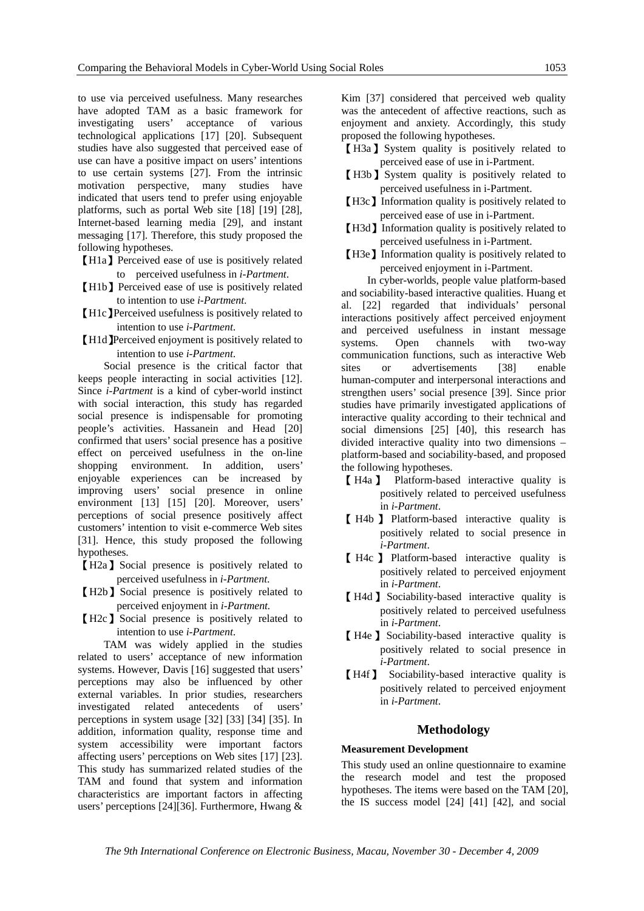to use via perceived usefulness. Many researches have adopted TAM as a basic framework for investigating users' acceptance of various technological applications [17] [20]. Subsequent studies have also suggested that perceived ease of use can have a positive impact on users' intentions to use certain systems [27]. From the intrinsic motivation perspective, many studies have indicated that users tend to prefer using enjoyable platforms, such as portal Web site [18] [19] [28], Internet-based learning media [29], and instant messaging [17]. Therefore, this study proposed the following hypotheses.

【H1a】Perceived ease of use is positively related to perceived usefulness in *i-Partment*.

【H1b】Perceived ease of use is positively related to intention to use *i-Partment*.

【H1c】Perceived usefulness is positively related to intention to use *i-Partment*.

【H1d】Perceived enjoyment is positively related to intention to use *i-Partment*.

Social presence is the critical factor that keeps people interacting in social activities [12]. Since *i-Partment* is a kind of cyber-world instinct with social interaction, this study has regarded social presence is indispensable for promoting people's activities. Hassanein and Head [20] confirmed that users' social presence has a positive effect on perceived usefulness in the on-line shopping environment. In addition, users' enjoyable experiences can be increased by improving users' social presence in online environment [13] [15] [20]. Moreover, users' perceptions of social presence positively affect customers' intention to visit e-commerce Web sites [31]. Hence, this study proposed the following hypotheses.

【H2a】Social presence is positively related to perceived usefulness in *i-Partment*.

【H2b】Social presence is positively related to perceived enjoyment in *i-Partment.*

【H2c】Social presence is positively related to intention to use *i-Partment*.

TAM was widely applied in the studies related to users' acceptance of new information systems. However, Davis [16] suggested that users' perceptions may also be influenced by other external variables. In prior studies, researchers investigated related antecedents of users' perceptions in system usage [32] [33] [34] [35]. In addition, information quality, response time and system accessibility were important factors affecting users' perceptions on Web sites [17] [23]. This study has summarized related studies of the TAM and found that system and information characteristics are important factors in affecting users' perceptions [24][36]. Furthermore, Hwang & Kim [37] considered that perceived web quality was the antecedent of affective reactions, such as enjoyment and anxiety. Accordingly, this study proposed the following hypotheses.

【H3a】System quality is positively related to perceived ease of use in i-Partment.

【H3b】System quality is positively related to perceived usefulness in i-Partment.

【H3c】Information quality is positively related to perceived ease of use in i-Partment.

【H3d】Information quality is positively related to perceived usefulness in i-Partment.

【H3e】Information quality is positively related to perceived enjoyment in i-Partment.

In cyber-worlds, people value platform-based and sociability-based interactive qualities. Huang et al. [22] regarded that individuals' personal interactions positively affect perceived enjoyment and perceived usefulness in instant message systems. Open channels with two-way communication functions, such as interactive Web sites or advertisements [38] enable human-computer and interpersonal interactions and strengthen users' social presence [39]. Since prior studies have primarily investigated applications of interactive quality according to their technical and social dimensions [25] [40], this research has divided interactive quality into two dimensions – platform-based and sociability-based, and proposed the following hypotheses.

【H4a】Platform-based interactive quality is positively related to perceived usefulness in *i-Partment*.

【H4b】Platform-based interactive quality is positively related to social presence in *i-Partment*.

【H4c】Platform-based interactive quality is positively related to perceived enjoyment in *i-Partment*.

【H4d】Sociability-based interactive quality is positively related to perceived usefulness in *i-Partment*.

【H4e】Sociability-based interactive quality is positively related to social presence in *i-Partment*.

【H4f】Sociability-based interactive quality is positively related to perceived enjoyment in *i-Partment*.

## Methodology

### Measurement Development

This study used an online questionnaire to examine the research model and test the proposed hypotheses. The items were based on the TAM [20], the IS success model [24] [41] [42], and social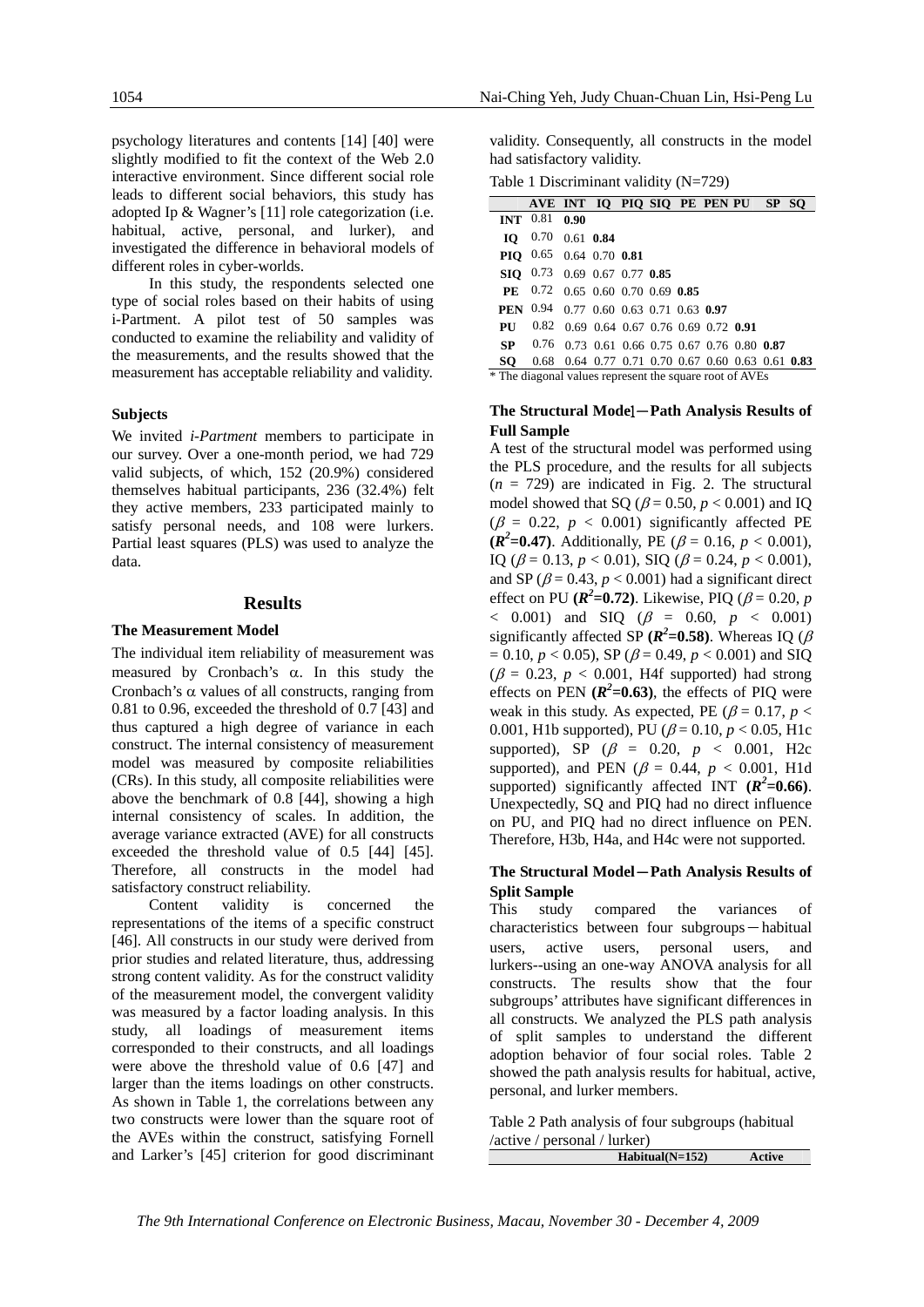psychology literatures and contents [14] [40] were slightly modified to fit the context of the Web 2.0 interactive environment. Since different social role leads to different social behaviors, this study has adopted Ip & Wagner's [11] role categorization (i.e. habitual, active, personal, and lurker), and investigated the difference in behavioral models of different roles in cyber-worlds.

In this study, the respondents selected one type of social roles based on their habits of using i-Partment. A pilot test of 50 samples was conducted to examine the reliability and validity of the measurements, and the results showed that the measurement has acceptable reliability and validity.

### Subjects

We invited *i-Partment* members to participate in our survey. Over a one-month period, we had 729 valid subjects, of which, 152 (20.9%) considered themselves habitual participants, 236 (32.4%) felt they active members, 233 participated mainly to satisfy personal needs, and 108 were lurkers. Partial least squares (PLS) was used to analyze the data.

## Results

### The Measurement Model

The individual item reliability of measurement was measured by Cronbach's $\alpha$. In this study the Cronbach's $\alpha$ values of all constructs, ranging from 0.81 to 0.96, exceeded the threshold of 0.7 [43] and thus captured a high degree of variance in each construct. The internal consistency of measurement model was measured by composite reliabilities (CRs). In this study, all composite reliabilities were above the benchmark of 0.8 [44], showing a high internal consistency of scales. In addition, the average variance extracted (AVE) for all constructs exceeded the threshold value of 0.5 [44] [45]. Therefore, all constructs in the model had satisfactory construct reliability.

Content validity is concerned the representations of the items of a specific construct [46]. All constructs in our study were derived from prior studies and related literature, thus, addressing strong content validity. As for the construct validity of the measurement model, the convergent validity was measured by a factor loading analysis. In this study, all loadings of measurement items corresponded to their constructs, and all loadings were above the threshold value of 0.6 [47] and larger than the items loadings on other constructs. As shown in Table 1, the correlations between any two constructs were lower than the square root of the AVEs within the construct, satisfying Fornell and Larker's [45] criterion for good discriminant validity. Consequently, all constructs in the model had satisfactory validity.

Table 1 Discriminant validity (N=729)

| | AVE | INT | IQ | PIQ | SIQ | PE | PEN | PU | SP | SQ |
|---|---|---|---|---|---|---|---|---|---|---|
| **INT** | 0.81 | **0.90** | | | | | | | | |
| **IQ** | 0.70 | 0.61 | **0.84** | | | | | | | |
| **PIQ** | 0.65 | 0.64 | 0.70 | **0.81** | | | | | | |
| **SIQ** | 0.73 | 0.69 | 0.67 | 0.77 | **0.85** | | | | | |
| **PE** | 0.72 | 0.65 | 0.60 | 0.70 | 0.69 | **0.85** | | | | |
| **PEN** | 0.94 | 0.77 | 0.60 | 0.63 | 0.71 | 0.63 | **0.97** | | | |
| **PU** | 0.82 | 0.69 | 0.64 | 0.67 | 0.76 | 0.69 | 0.72 | **0.91** | | |
| **SP** | 0.76 | 0.73 | 0.61 | 0.66 | 0.75 | 0.67 | 0.76 | 0.80 | **0.87** | |
| **SQ** | 0.68 | 0.64 | 0.77 | 0.71 | 0.70 | 0.67 | 0.60 | 0.63 | 0.61 | **0.83** |

\* The diagonal values represent the square root of AVEs

### The Structural Model—Path Analysis Results of Full Sample

A test of the structural model was performed using the PLS procedure, and the results for all subjects ($n$ = 729) are indicated in Fig. 2. The structural model showed that SQ ($\beta = 0.50$, $p < 0.001$) and IQ ($\beta = 0.22$, $p < 0.001$) significantly affected PE (**$R^2$=0.47**). Additionally, PE ($\beta = 0.16$, $p < 0.001$), IQ ($\beta = 0.13$, $p < 0.01$), SIQ ($\beta = 0.24$, $p < 0.001$), and SP ($\beta = 0.43$, $p < 0.001$) had a significant direct effect on PU (**$R^2$=0.72**). Likewise, PIQ ($\beta = 0.20$, $p < 0.001$) and SIQ ($\beta = 0.60$, $p < 0.001$) significantly affected SP (**$R^2$=0.58**). Whereas IQ ($\beta = 0.10$, $p < 0.05$), SP ($\beta = 0.49$, $p < 0.001$) and SIQ ($\beta = 0.23$, $p < 0.001$, H4f supported) had strong effects on PEN (**$R^2$=0.63**), the effects of PIQ were weak in this study. As expected, PE ($\beta = 0.17$, $p < 0.001$, H1b supported), PU ($\beta = 0.10$, $p < 0.05$, H1c supported), SP ($\beta = 0.20$, $p < 0.001$, H2c supported), and PEN ($\beta = 0.44$, $p < 0.001$, H1d supported) significantly affected INT (**$R^2$=0.66**). Unexpectedly, SQ and PIQ had no direct influence on PU, and PIQ had no direct influence on PEN. Therefore, H3b, H4a, and H4c were not supported.

### The Structural Model—Path Analysis Results of Split Sample

This study compared the variances of characteristics between four subgroups—habitual users, active users, personal users, and lurkers--using an one-way ANOVA analysis for all constructs. The results show that the four subgroups' attributes have significant differences in all constructs. We analyzed the PLS path analysis of split samples to understand the different adoption behavior of four social roles. Table 2 showed the path analysis results for habitual, active, personal, and lurker members.

Table 2 Path analysis of four subgroups (habitual /active / personal / lurker)

| | Habitual(N=152) | Active |
|---|---|---|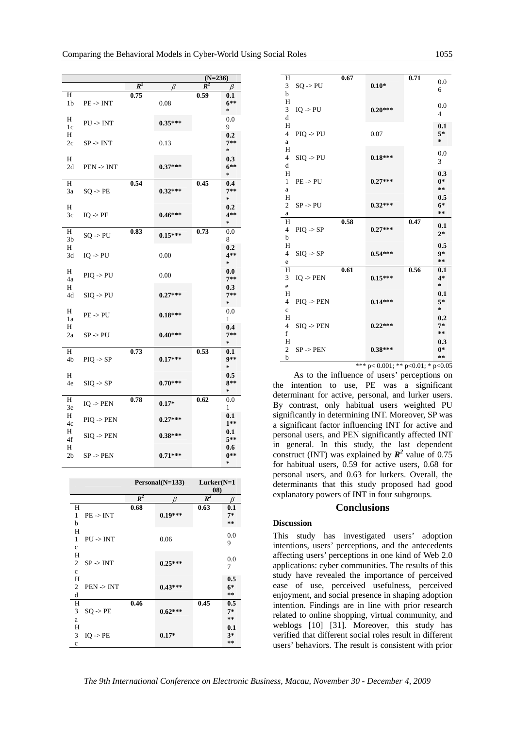| | | | | (N=236) | |
|---|---|---|---|---|---|
| | | $R^2$ | $\beta$ | $R^2$ | $\beta$ |
| H1b | PE -> INT | 0.75 | 0.08 | 0.59 | 0.16*** |
| H1c | PU -> INT | | 0.35*** | | 0.09 |
| H2c | SP -> INT | | 0.13 | | 0.27*** |
| H2d | PEN -> INT | | 0.37*** | | 0.36*** |
| H3a | SQ -> PE | 0.54 | 0.32*** | 0.45 | 0.47*** |
| H3c | IQ -> PE | | 0.46*** | | 0.24*** |
| H3b | SQ -> PU | 0.83 | 0.15*** | 0.73 | 0.08 |
| H3d | IQ -> PU | | 0.00 | | 0.24*** |
| H4a | PIQ -> PU | | 0.00 | | 0.07** |
| H4d | SIQ -> PU | | 0.27*** | | 0.37*** |
| H1a | PE -> PU | | 0.18*** | | 0.01 |
| H2a | SP -> PU | | 0.40*** | | 0.47*** |
| H4b | PIQ -> SP | 0.73 | 0.17*** | 0.53 | 0.19*** |
| H4e | SIQ -> SP | | 0.70*** | | 0.58*** |
| H3e | IQ -> PEN | 0.78 | 0.17* | 0.62 | 0.01 |
| H4c | PIQ -> PEN | | 0.27*** | | 0.11** |
| H4f | SIQ -> PEN | | 0.38*** | | 0.15** |
| H2b | SP -> PEN | | 0.71*** | | 0.60*** |

| | | Personal(N=133) | | Lurker(N=108) | |
|---|---|---|---|---|---|
| | | $R^2$ | $\beta$ | $R^2$ | $\beta$ |
| H1b | PE -> INT | 0.68 | 0.19*** | 0.63 | 0.17*** |
| H1c | PU -> INT | | 0.06 | | 0.09 |
| H2c | SP -> INT | | 0.25*** | | 0.07 |
| H2d | PEN -> INT | | 0.43*** | | 0.56*** |
| H3a | SQ -> PE | 0.46 | 0.62*** | 0.45 | 0.57*** |
| H3c | IQ -> PE | | 0.17* | | 0.13*** |
| H3b | SQ -> PU | 0.67 | 0.10* | 0.71 | 0.06 |
| H3d | IQ -> PU | | 0.20*** | | 0.04 |
| H4a | PIQ -> PU | | 0.07 | | 0.15** |
| H4d | SIQ -> PU | | 0.18*** | | 0.03 |
| H1a | PE -> PU | | 0.27*** | | 0.30*** |
| H2a | SP -> PU | | 0.32*** | | 0.56*** |
| H4b | PIQ -> SP | 0.58 | 0.27*** | 0.47 | 0.12* |
| H4e | SIQ -> SP | | 0.54*** | | 0.59*** |
| H3e | IQ -> PEN | 0.61 | 0.15*** | 0.56 | 0.14** |
| H4c | PIQ -> PEN | | 0.14*** | | 0.15** |
| H4f | SIQ -> PEN | | 0.22*** | | 0.27*** |
| H2b | SP -> PEN | | 0.38*** | | 0.30*** |

*** p< 0.001; ** p<0.01; * p<0.05

As to the influence of users' perceptions on the intention to use, PE was a significant determinant for active, personal, and lurker users. By contrast, only habitual users weighted PU significantly in determining INT. Moreover, SP was a significant factor influencing INT for active and personal users, and PEN significantly affected INT in general. In this study, the last dependent construct (INT) was explained by $R^2$ value of 0.75 for habitual users, 0.59 for active users, 0.68 for personal users, and 0.63 for lurkers. Overall, the determinants that this study proposed had good explanatory powers of INT in four subgroups.

## Conclusions

### Discussion

This study has investigated users' adoption intentions, users' perceptions, and the antecedents affecting users' perceptions in one kind of Web 2.0 applications: cyber communities. The results of this study have revealed the importance of perceived ease of use, perceived usefulness, perceived enjoyment, and social presence in shaping adoption intention. Findings are in line with prior research related to online shopping, virtual community, and weblogs [10] [31]. Moreover, this study has verified that different social roles result in different users' behaviors. The result is consistent with prior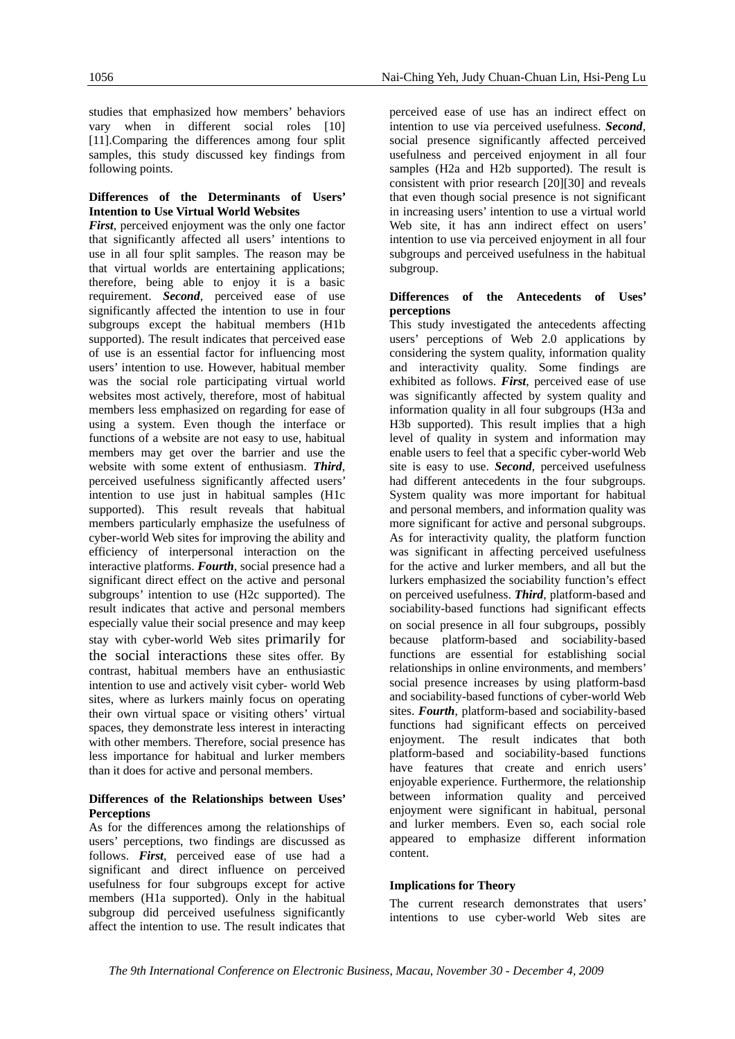studies that emphasized how members' behaviors vary when in different social roles [10] [11].Comparing the differences among four split samples, this study discussed key findings from following points.

**Differences of the Determinants of Users' Intention to Use Virtual World Websites**

***First***, perceived enjoyment was the only one factor that significantly affected all users' intentions to use in all four split samples. The reason may be that virtual worlds are entertaining applications; therefore, being able to enjoy it is a basic requirement. ***Second***, perceived ease of use significantly affected the intention to use in four subgroups except the habitual members (H1b supported). The result indicates that perceived ease of use is an essential factor for influencing most users' intention to use. However, habitual member was the social role participating virtual world websites most actively, therefore, most of habitual members less emphasized on regarding for ease of using a system. Even though the interface or functions of a website are not easy to use, habitual members may get over the barrier and use the website with some extent of enthusiasm. ***Third***, perceived usefulness significantly affected users' intention to use just in habitual samples (H1c supported). This result reveals that habitual members particularly emphasize the usefulness of cyber-world Web sites for improving the ability and efficiency of interpersonal interaction on the interactive platforms. ***Fourth***, social presence had a significant direct effect on the active and personal subgroups' intention to use (H2c supported). The result indicates that active and personal members especially value their social presence and may keep stay with cyber-world Web sites primarily for the social interactions these sites offer. By contrast, habitual members have an enthusiastic intention to use and actively visit cyber- world Web sites, where as lurkers mainly focus on operating their own virtual space or visiting others' virtual spaces, they demonstrate less interest in interacting with other members. Therefore, social presence has less importance for habitual and lurker members than it does for active and personal members.

**Differences of the Relationships between Uses' Perceptions**

As for the differences among the relationships of users' perceptions, two findings are discussed as follows. ***First***, perceived ease of use had a significant and direct influence on perceived usefulness for four subgroups except for active members (H1a supported). Only in the habitual subgroup did perceived usefulness significantly affect the intention to use. The result indicates that perceived ease of use has an indirect effect on intention to use via perceived usefulness. ***Second***, social presence significantly affected perceived usefulness and perceived enjoyment in all four samples (H2a and H2b supported). The result is consistent with prior research [20][30] and reveals that even though social presence is not significant in increasing users' intention to use a virtual world Web site, it has ann indirect effect on users' intention to use via perceived enjoyment in all four subgroups and perceived usefulness in the habitual subgroup.

**Differences of the Antecedents of Uses' perceptions**

This study investigated the antecedents affecting users' perceptions of Web 2.0 applications by considering the system quality, information quality and interactivity quality. Some findings are exhibited as follows. ***First***, perceived ease of use was significantly affected by system quality and information quality in all four subgroups (H3a and H3b supported). This result implies that a high level of quality in system and information may enable users to feel that a specific cyber-world Web site is easy to use. ***Second***, perceived usefulness had different antecedents in the four subgroups. System quality was more important for habitual and personal members, and information quality was more significant for active and personal subgroups. As for interactivity quality, the platform function was significant in affecting perceived usefulness for the active and lurker members, and all but the lurkers emphasized the sociability function's effect on perceived usefulness. ***Third***, platform-based and sociability-based functions had significant effects on social presence in all four subgroups, possibly because platform-based and sociability-based functions are essential for establishing social relationships in online environments, and members' social presence increases by using platform-basd and sociability-based functions of cyber-world Web sites. ***Fourth***, platform-based and sociability-based functions had significant effects on perceived enjoyment. The result indicates that both platform-based and sociability-based functions have features that create and enrich users' enjoyable experience. Furthermore, the relationship between information quality and perceived enjoyment were significant in habitual, personal and lurker members. Even so, each social role appeared to emphasize different information content.

**Implications for Theory**

The current research demonstrates that users' intentions to use cyber-world Web sites are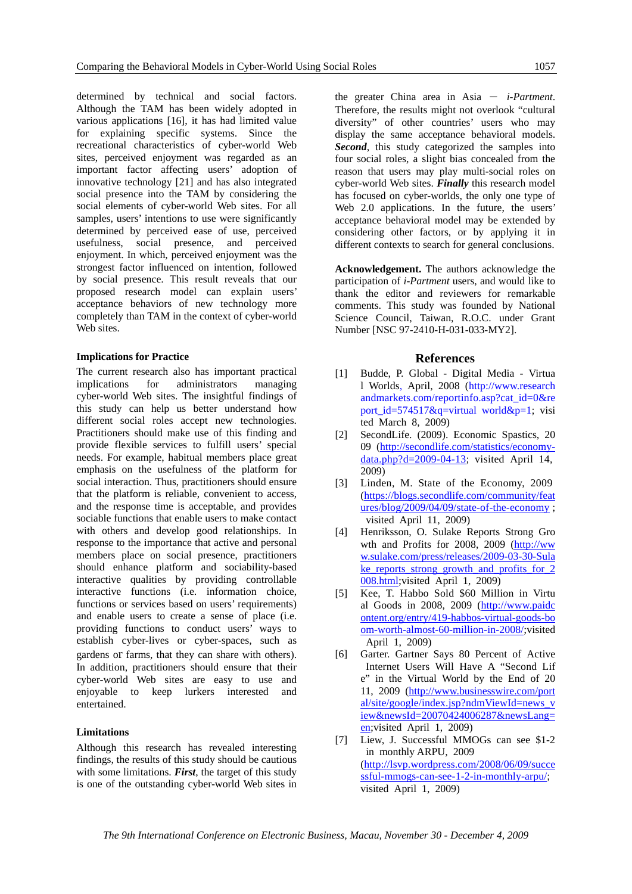determined by technical and social factors. Although the TAM has been widely adopted in various applications [16], it has had limited value for explaining specific systems. Since the recreational characteristics of cyber-world Web sites, perceived enjoyment was regarded as an important factor affecting users' adoption of innovative technology [21] and has also integrated social presence into the TAM by considering the social elements of cyber-world Web sites. For all samples, users' intentions to use were significantly determined by perceived ease of use, perceived usefulness, social presence, and perceived enjoyment. In which, perceived enjoyment was the strongest factor influenced on intention, followed by social presence. This result reveals that our proposed research model can explain users' acceptance behaviors of new technology more completely than TAM in the context of cyber-world Web sites.

### Implications for Practice

The current research also has important practical implications for administrators managing cyber-world Web sites. The insightful findings of this study can help us better understand how different social roles accept new technologies. Practitioners should make use of this finding and provide flexible services to fulfill users' special needs. For example, habitual members place great emphasis on the usefulness of the platform for social interaction. Thus, practitioners should ensure that the platform is reliable, convenient to access, and the response time is acceptable, and provides sociable functions that enable users to make contact with others and develop good relationships. In response to the importance that active and personal members place on social presence, practitioners should enhance platform and sociability-based interactive qualities by providing controllable interactive functions (i.e. information choice, functions or services based on users' requirements) and enable users to create a sense of place (i.e. providing functions to conduct users' ways to establish cyber-lives or cyber-spaces, such as gardens or farms, that they can share with others). In addition, practitioners should ensure that their cyber-world Web sites are easy to use and enjoyable to keep lurkers interested and entertained.

### Limitations

Although this research has revealed interesting findings, the results of this study should be cautious with some limitations. ***First***, the target of this study is one of the outstanding cyber-world Web sites in the greater China area in Asia — *i-Partment*. Therefore, the results might not overlook "cultural diversity" of other countries' users who may display the same acceptance behavioral models. ***Second***, this study categorized the samples into four social roles, a slight bias concealed from the reason that users may play multi-social roles on cyber-world Web sites. ***Finally*** this research model has focused on cyber-worlds, the only one type of Web 2.0 applications. In the future, the users' acceptance behavioral model may be extended by considering other factors, or by applying it in different contexts to search for general conclusions.

**Acknowledgement.** The authors acknowledge the participation of *i-Partment* users, and would like to thank the editor and reviewers for remarkable comments. This study was founded by National Science Council, Taiwan, R.O.C. under Grant Number [NSC 97-2410-H-031-033-MY2].

## References

[1] Budde, P. Global - Digital Media - Virtual Worlds, April, 2008 (http://www.researchandmarkets.com/reportinfo.asp?cat_id=0&report_id=574517&q=virtual world&p=1; visited March 8, 2009)

[2] SecondLife. (2009). Economic Spastics, 2009 (http://secondlife.com/statistics/economy-data.php?d=2009-04-13; visited April 14, 2009)

[3] Linden, M. State of the Economy, 2009 (https://blogs.secondlife.com/community/features/blog/2009/04/09/state-of-the-economy ; visited April 11, 2009)

[4] Henriksson, O. Sulake Reports Strong Growth and Profits for 2008, 2009 (http://www.sulake.com/press/releases/2009-03-30-Sulake_reports_strong_growth_and_profits_for_2008.html;visited April 1, 2009)

[5] Kee, T. Habbo Sold $60 Million in Virtual Goods in 2008, 2009 (http://www.paidcontent.org/entry/419-habbos-virtual-goods-boom-worth-almost-60-million-in-2008/;visited April 1, 2009)

[6] Garter. Gartner Says 80 Percent of Active Internet Users Will Have A "Second Life" in the Virtual World by the End of 2011, 2009 (http://www.businesswire.com/portal/site/google/index.jsp?ndmViewId=news_view&newsId=20070424006287&newsLang=en;visited April 1, 2009)

[7] Liew, J. Successful MMOGs can see $1-2 in monthly ARPU, 2009 (http://lsvp.wordpress.com/2008/06/09/successful-mmogs-can-see-1-2-in-monthly-arpu/; visited April 1, 2009)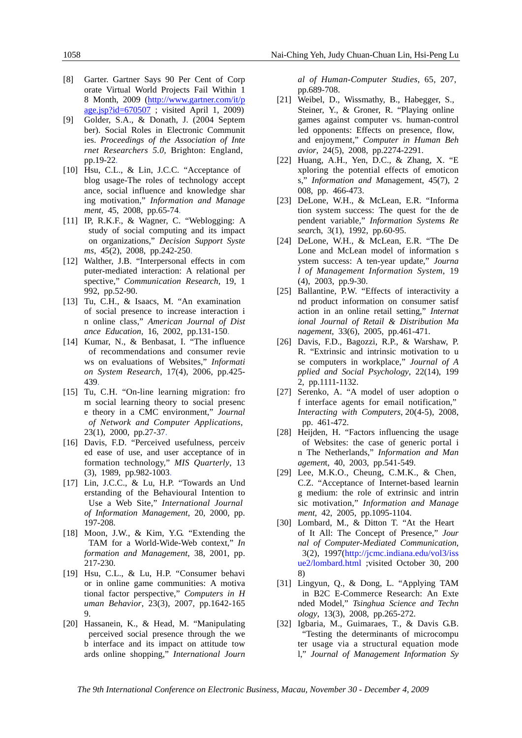[8] Garter. Gartner Says 90 Per Cent of Corporate Virtual World Projects Fail Within 18 Month, 2009 (http://www.gartner.com/it/page.jsp?id=670507 ; visited April 1, 2009)

[9] Golder, S.A., & Donath, J. (2004 September). Social Roles in Electronic Communities. *Proceedings of the Association of Internet Researchers 5.0*, Brighton: England, pp.19-22.

[10] Hsu, C.L., & Lin, J.C.C. "Acceptance of blog usage-The roles of technology acceptance, social influence and knowledge sharing motivation," *Information and Management*, 45, 2008, pp.65-74.

[11] IP, R.K.F., & Wagner, C. "Weblogging: A study of social computing and its impact on organizations," *Decision Support Systems*, 45(2), 2008, pp.242-250.

[12] Walther, J.B. "Interpersonal effects in computer-mediated interaction: A relational perspective," *Communication Research*, 19, 1992, pp.52-90.

[13] Tu, C.H., & Isaacs, M. "An examination of social presence to increase interaction in online class," *American Journal of Distance Education*, 16, 2002, pp.131-150.

[14] Kumar, N., & Benbasat, I. "The influence of recommendations and consumer reviews on evaluations of Websites," *Information System Research*, 17(4), 2006, pp.425-439.

[15] Tu, C.H. "On-line learning migration: from social learning theory to social presence theory in a CMC environment," *Journal of Network and Computer Applications*, 23(1), 2000, pp.27-37.

[16] Davis, F.D. "Perceived usefulness, perceived ease of use, and user acceptance of information technology," *MIS Quarterly*, 13 (3), 1989, pp.982-1003.

[17] Lin, J.C.C., & Lu, H.P. "Towards an Understanding of the Behavioural Intention to Use a Web Site," *International Journal of Information Management*, 20, 2000, pp. 197-208.

[18] Moon, J.W., & Kim, Y.G. "Extending the TAM for a World-Wide-Web context," *Information and Management*, 38, 2001, pp. 217-230.

[19] Hsu, C.L., & Lu, H.P. "Consumer behavior in online game communities: A motivational factor perspective," *Computers in Human Behavior*, 23(3), 2007, pp.1642-1659.

[20] Hassanein, K., & Head, M. "Manipulating perceived social presence through the web interface and its impact on attitude towards online shopping," *International Journal of Human-Computer Studies*, 65, 207, pp.689-708.

[21] Weibel, D., Wissmathy, B., Habegger, S., Steiner, Y., & Groner, R. "Playing online games against computer vs. human-controlled opponents: Effects on presence, flow, and enjoyment," *Computer in Human Behavior*, 24(5), 2008, pp.2274-2291.

[22] Huang, A.H., Yen, D.C., & Zhang, X. "Exploring the potential effects of emoticons," *Information and Management*, 45(7), 2008, pp. 466-473.

[23] DeLone, W.H., & McLean, E.R. "Information system success: The quest for the dependent variable," *Information Systems Research*, 3(1), 1992, pp.60-95.

[24] DeLone, W.H., & McLean, E.R. "The DeLone and McLean model of information system success: A ten-year update," *Journal of Management Information System*, 19 (4), 2003, pp.9-30.

[25] Ballantine, P.W. "Effects of interactivity and product information on consumer satisfaction in an online retail setting," *International Journal of Retail & Distribution Management*, 33(6), 2005, pp.461-471.

[26] Davis, F.D., Bagozzi, R.P., & Warshaw, P. R. "Extrinsic and intrinsic motivation to use computers in workplace," *Journal of Applied and Social Psychology*, 22(14), 1992, pp.1111-1132.

[27] Serenko, A. "A model of user adoption of interface agents for email notification," *Interacting with Computers*, 20(4-5), 2008, pp. 461-472.

[28] Heijden, H. "Factors influencing the usage of Websites: the case of generic portal in The Netherlands," *Information and Management*, 40, 2003, pp.541-549.

[29] Lee, M.K.O., Cheung, C.M.K., & Chen, C.Z. "Acceptance of Internet-based learning medium: the role of extrinsic and intrinsic motivation," *Information and Management*, 42, 2005, pp.1095-1104.

[30] Lombard, M., & Ditton T. "At the Heart of It All: The Concept of Presence," *Journal of Computer-Mediated Communication*, 3(2), 1997(http://jcmc.indiana.edu/vol3/issue2/lombard.html ;visited October 30, 2008)

[31] Lingyun, Q., & Dong, L. "Applying TAM in B2C E-Commerce Research: An Extended Model," *Tsinghua Science and Technology*, 13(3), 2008, pp.265-272.

[32] Igbaria, M., Guimaraes, T., & Davis G.B. "Testing the determinants of microcomputer usage via a structural equation model," *Journal of Management Information Sy*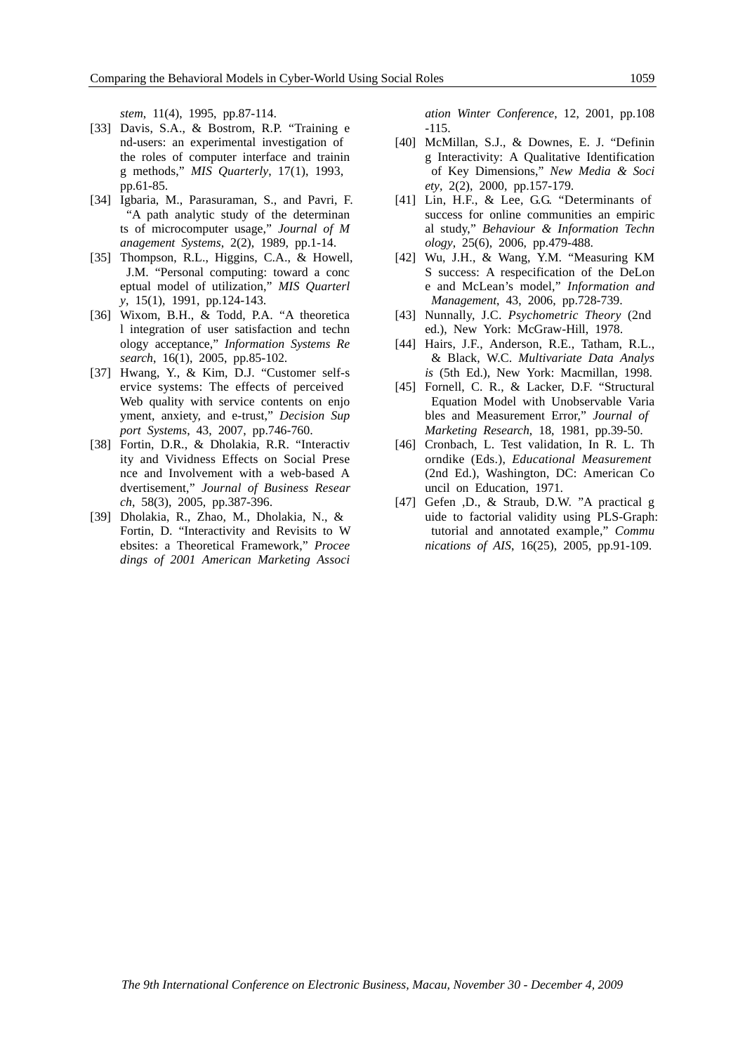*stem*, 11(4), 1995, pp.87-114.

[33] Davis, S.A., & Bostrom, R.P. "Training end-users: an experimental investigation of the roles of computer interface and training methods," *MIS Quarterly*, 17(1), 1993, pp.61-85.

[34] Igbaria, M., Parasuraman, S., and Pavri, F. "A path analytic study of the determinants of microcomputer usage," *Journal of Management Systems*, 2(2), 1989, pp.1-14.

[35] Thompson, R.L., Higgins, C.A., & Howell, J.M. "Personal computing: toward a conceptual model of utilization," *MIS Quarterly*, 15(1), 1991, pp.124-143.

[36] Wixom, B.H., & Todd, P.A. "A theoretical integration of user satisfaction and technology acceptance," *Information Systems Research*, 16(1), 2005, pp.85-102.

[37] Hwang, Y., & Kim, D.J. "Customer self-service systems: The effects of perceived Web quality with service contents on enjoyment, anxiety, and e-trust," *Decision Support Systems*, 43, 2007, pp.746-760.

[38] Fortin, D.R., & Dholakia, R.R. "Interactivity and Vividness Effects on Social Presence and Involvement with a web-based Advertisement," *Journal of Business Research*, 58(3), 2005, pp.387-396.

[39] Dholakia, R., Zhao, M., Dholakia, N., & Fortin, D. "Interactivity and Revisits to Websites: a Theoretical Framework," *Proceedings of 2001 American Marketing Association Winter Conference*, 12, 2001, pp.108-115.

[40] McMillan, S.J., & Downes, E. J. "Defining Interactivity: A Qualitative Identification of Key Dimensions," *New Media & Society*, 2(2), 2000, pp.157-179.

[41] Lin, H.F., & Lee, G.G. "Determinants of success for online communities an empirical study," *Behaviour & Information Technology*, 25(6), 2006, pp.479-488.

[42] Wu, J.H., & Wang, Y.M. "Measuring KMS success: A respecification of the DeLone and McLean's model," *Information and Management*, 43, 2006, pp.728-739.

[43] Nunnally, J.C. *Psychometric Theory* (2nd ed.), New York: McGraw-Hill, 1978.

[44] Hairs, J.F., Anderson, R.E., Tatham, R.L., & Black, W.C. *Multivariate Data Analysis* (5th Ed.), New York: Macmillan, 1998.

[45] Fornell, C. R., & Lacker, D.F. "Structural Equation Model with Unobservable Variables and Measurement Error," *Journal of Marketing Research*, 18, 1981, pp.39-50.

[46] Cronbach, L. Test validation, In R. L. Thorndike (Eds.), *Educational Measurement* (2nd Ed.), Washington, DC: American Council on Education, 1971.

[47] Gefen ,D., & Straub, D.W. "A practical guide to factorial validity using PLS-Graph: tutorial and annotated example," *Communications of AIS*, 16(25), 2005, pp.91-109.